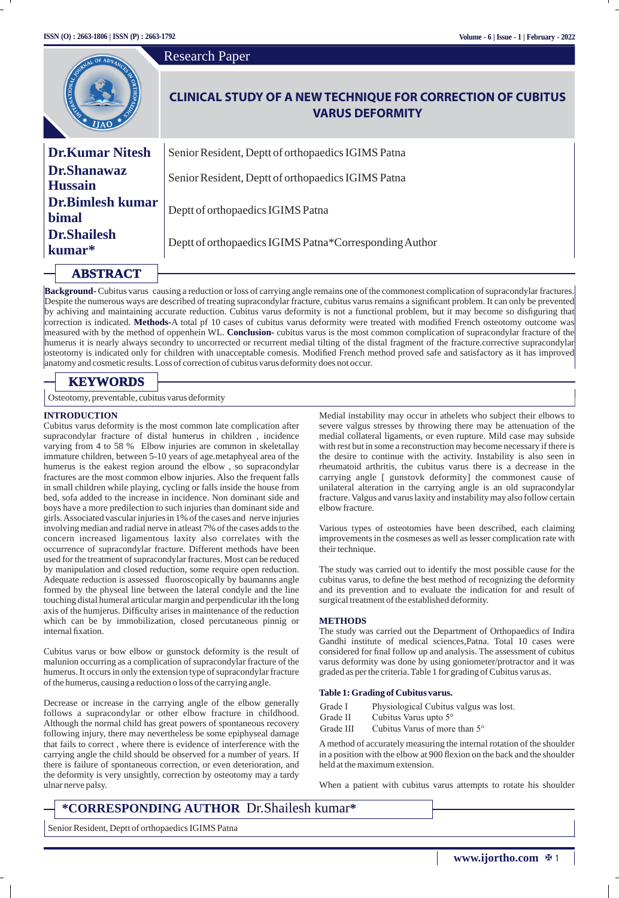Research Paper

# CLINICAL STUDY OF A NEW TECHNIQUE FOR CORRECTION OF CUBITUS VARUS DEFORMITY

| | |
|---|---|
| **Dr.Kumar Nitesh** | Senior Resident, Deptt of orthopaedics IGIMS Patna |
| **Dr.Shanawaz Hussain** | Senior Resident, Deptt of orthopaedics IGIMS Patna |
| **Dr.Bimlesh kumar bimal** | Deptt of orthopaedics IGIMS Patna |
| **Dr.Shailesh kumar*** | Deptt of orthopaedics IGIMS Patna*Corresponding Author |

## ABSTRACT

**Background-** Cubitus varus causing a reduction or loss of carrying angle remains one of the commonest complication of supracondylar fractures. Despite the numerous ways are described of treating supracondylar fracture, cubitus varus remains a significant problem. It can only be prevented by achiving and maintaining accurate reduction. Cubitus varus deformity is not a functional problem, but it may become so disfiguring that correction is indicated. **Methods-**A total pf 10 cases of cubitus varus deformity were treated with modified French osteotomy outcome was measured with by the method of oppenhein WL. **Conclusion-** cubitus varus is the most common complication of supracondylar fracture of the humerus it is nearly always secondry to uncorrected or recurrent medial tilting of the distal fragment of the fracture.corrective supracondylar osteotomy is indicated only for children with unacceptable comesis. Modified French method proved safe and satisfactory as it has improved anatomy and cosmetic results. Loss of correction of cubitus varus deformity does not occur.

## KEYWORDS

Osteotomy, preventable, cubitus varus deformity

### INTRODUCTION

Cubitus varus deformity is the most common late complication after supracondylar fracture of distal humerus in children , incidence varying from 4 to 58 % Elbow injuries are common in skeletallay immature children, between 5-10 years of age.metaphyeal area of the humerus is the eakest region around the elbow , so supracondylar fractures are the most common elbow injuries. Also the frequent falls in small children while playing, cycling or falls inside the house from bed, sofa added to the increase in incidence. Non dominant side and boys have a more predilection to such injuries than dominant side and girls. Associated vascular injuries in 1% of the cases and nerve injuries involving median and radial nerve in atleast 7% of the cases adds to the concern increased ligamentous laxity also correlates with the occurrence of supracondylar fracture. Different methods have been used for the treatment of supracondylar fractures. Most can be reduced by manipulation and closed reduction, some require open reduction. Adequate reduction is assessed fluoroscopically by baumanns angle formed by the physeal line between the lateral condyle and the line touching distal humeral articular margin and perpendicular ith the long axis of the humjerus. Difficulty arises in maintenance of the reduction which can be by immobilization, closed percutaneous pinnig or internal fixation.

Cubitus varus or bow elbow or gunstock deformity is the result of malunion occurring as a complication of supracondylar fracture of the humerus. It occurs in only the extension type of supracondylar fracture of the humerus, causing a reduction o loss of the carrying angle.

Decrease or increase in the carrying angle of the elbow generally follows a supracondylar or other elbow fracture in childhood. Although the normal child has great powers of spontaneous recovery following injury, there may nevertheless be some epiphyseal damage that fails to correct , where there is evidence of interference with the carrying angle the child should be observed for a number of years. If there is failure of spontaneous correction, or even deterioration, and the deformity is very unsightly, correction by osteotomy may a tardy ulnar nerve palsy.

Medial instability may occur in athelets who subject their elbows to severe valgus stresses by throwing there may be attenuation of the medial collateral ligaments, or even rupture. Mild case may subside with rest but in some a reconstruction may become necessary if there is the desire to continue with the activity. Instability is also seen in rheumatoid arthritis, the cubitus varus there is a decrease in the carrying angle [ gunstovk deformity] the commonest cause of unilateral alteration in the carrying angle is an old supracondylar fracture. Valgus and varus laxity and instability may also follow certain elbow fracture.

Various types of osteotomies have been described, each claiming improvements in the cosmeses as well as lesser complication rate with their technique.

The study was carried out to identify the most possible cause for the cubitus varus, to define the best method of recognizing the deformity and its prevention and to evaluate the indication for and result of surgical treatment of the established deformity.

### METHODS

The study was carried out the Department of Orthopaedics of Indira Gandhi institute of medical sciences,Patna. Total 10 cases were considered for final follow up and analysis. The assessment of cubitus varus deformity was done by using goniometer/protractor and it was graded as per the criteria. Table 1 for grading of Cubitus varus as.

**Table 1: Grading of Cubitus varus.**

| | |
|---|---|
| Grade I | Physiological Cubitus valgus was lost. |
| Grade II | Cubitus Varus upto 5° |
| Grade III | Cubitus Varus of more than 5° |

A method of accurately measuring the internal rotation of the shoulder in a position with the elbow at 900 flexion on the back and the shoulder held at the maximum extension.

When a patient with cubitus varus attempts to rotate his shoulder

**\*CORRESPONDING AUTHOR** Dr.Shailesh kumar*

Senior Resident, Deptt of orthopaedics IGIMS Patna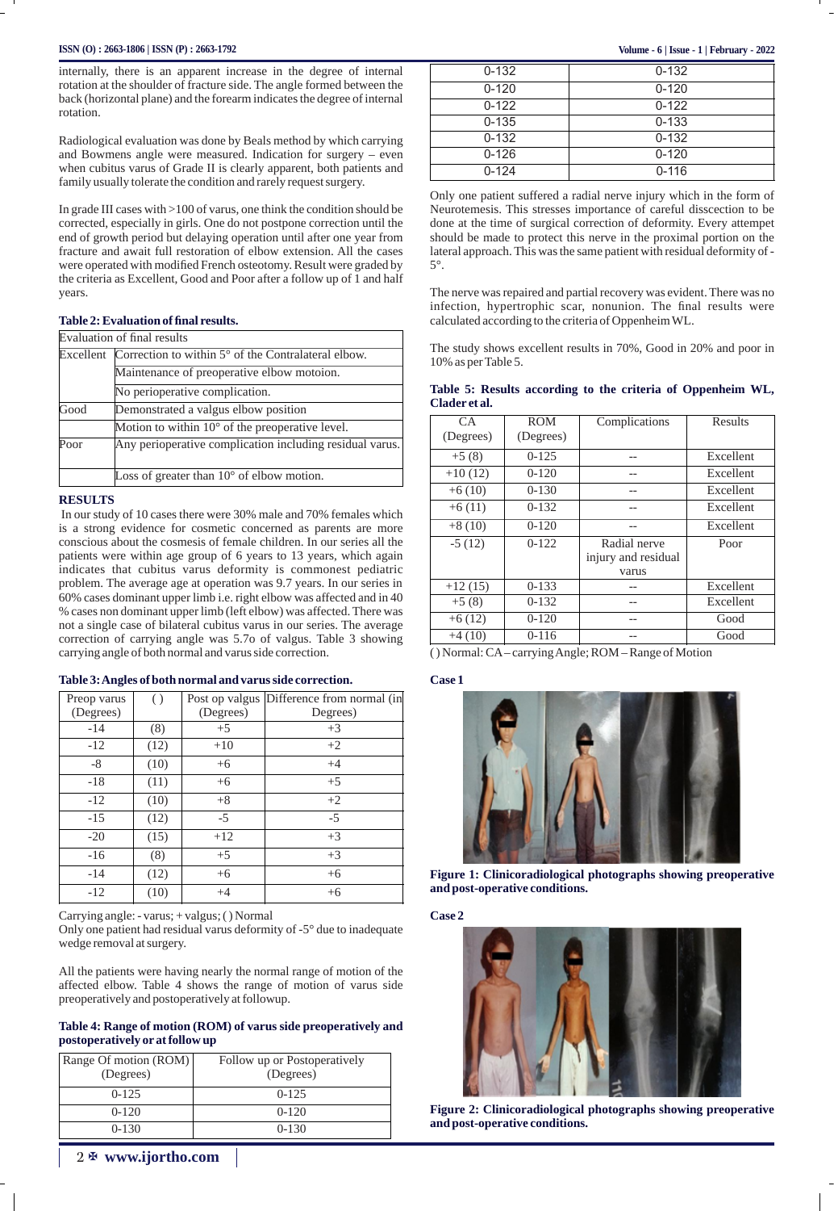internally, there is an apparent increase in the degree of internal rotation at the shoulder of fracture side. The angle formed between the back (horizontal plane) and the forearm indicates the degree of internal rotation.

Radiological evaluation was done by Beals method by which carrying and Bowmens angle were measured. Indication for surgery – even when cubitus varus of Grade II is clearly apparent, both patients and family usually tolerate the condition and rarely request surgery.

In grade III cases with >100 of varus, one think the condition should be corrected, especially in girls. One do not postpone correction until the end of growth period but delaying operation until after one year from fracture and await full restoration of elbow extension. All the cases were operated with modified French osteotomy. Result were graded by the criteria as Excellent, Good and Poor after a follow up of 1 and half years.

**Table 2: Evaluation of final results.**

| Evaluation of final results | |
|---|---|
| Excellent | Correction to within 5° of the Contralateral elbow. |
| | Maintenance of preoperative elbow motoion. |
| | No perioperative complication. |
| Good | Demonstrated a valgus elbow position |
| | Motion to within 10° of the preoperative level. |
| Poor | Any perioperative complication including residual varus. |
| | Loss of greater than 10° of elbow motion. |

**RESULTS**

In our study of 10 cases there were 30% male and 70% females which is a strong evidence for cosmetic concerned as parents are more conscious about the cosmesis of female children. In our series all the patients were within age group of 6 years to 13 years, which again indicates that cubitus varus deformity is commonest pediatric problem. The average age at operation was 9.7 years. In our series in 60% cases dominant upper limb i.e. right elbow was affected and in 40 % cases non dominant upper limb (left elbow) was affected. There was not a single case of bilateral cubitus varus in our series. The average correction of carrying angle was 5.7o of valgus. Table 3 showing carrying angle of both normal and varus side correction.

**Table 3: Angles of both normal and varus side correction.**

| Preop varus (Degrees) | ( ) | Post op valgus (Degrees) | Difference from normal (in Degrees) |
|---|---|---|---|
| -14 | (8) | +5 | +3 |
| -12 | (12) | +10 | +2 |
| -8 | (10) | +6 | +4 |
| -18 | (11) | +6 | +5 |
| -12 | (10) | +8 | +2 |
| -15 | (12) | -5 | -5 |
| -20 | (15) | +12 | +3 |
| -16 | (8) | +5 | +3 |
| -14 | (12) | +6 | +6 |
| -12 | (10) | +4 | +6 |

Carrying angle: - varus; + valgus; ( ) Normal

Only one patient had residual varus deformity of -5° due to inadequate wedge removal at surgery.

All the patients were having nearly the normal range of motion of the affected elbow. Table 4 shows the range of motion of varus side preoperatively and postoperatively at followup.

**Table 4: Range of motion (ROM) of varus side preoperatively and postoperatively or at follow up**

| Range Of motion (ROM) (Degrees) | Follow up or Postoperatively (Degrees) |
|---|---|
| 0-125 | 0-125 |
| 0-120 | 0-120 |
| 0-130 | 0-130 |
| 0-132 | 0-132 |
| 0-120 | 0-120 |
| 0-122 | 0-122 |
| 0-135 | 0-133 |
| 0-132 | 0-132 |
| 0-126 | 0-120 |
| 0-124 | 0-116 |

Only one patient suffered a radial nerve injury which in the form of Neurotemesis. This stresses importance of careful disscection to be done at the time of surgical correction of deformity. Every attempet should be made to protect this nerve in the proximal portion on the lateral approach. This was the same patient with residual deformity of -5°.

The nerve was repaired and partial recovery was evident. There was no infection, hypertrophic scar, nonunion. The final results were calculated according to the criteria of Oppenheim WL.

The study shows excellent results in 70%, Good in 20% and poor in 10% as per Table 5.

**Table 5: Results according to the criteria of Oppenheim WL, Clader et al.**

| CA (Degrees) | ROM (Degrees) | Complications | Results |
|---|---|---|---|
| +5 (8) | 0-125 | -- | Excellent |
| +10 (12) | 0-120 | -- | Excellent |
| +6 (10) | 0-130 | -- | Excellent |
| +6 (11) | 0-132 | -- | Excellent |
| +8 (10) | 0-120 | -- | Excellent |
| -5 (12) | 0-122 | Radial nerve injury and residual varus | Poor |
| +12 (15) | 0-133 | -- | Excellent |
| +5 (8) | 0-132 | -- | Excellent |
| +6 (12) | 0-120 | -- | Good |
| +4 (10) | 0-116 | -- | Good |

( ) Normal: CA – carrying Angle; ROM – Range of Motion

**Case 1**

**Figure 1: Clinicoradiological photographs showing preoperative and post-operative conditions.**

**Case 2**

**Figure 2: Clinicoradiological photographs showing preoperative and post-operative conditions.**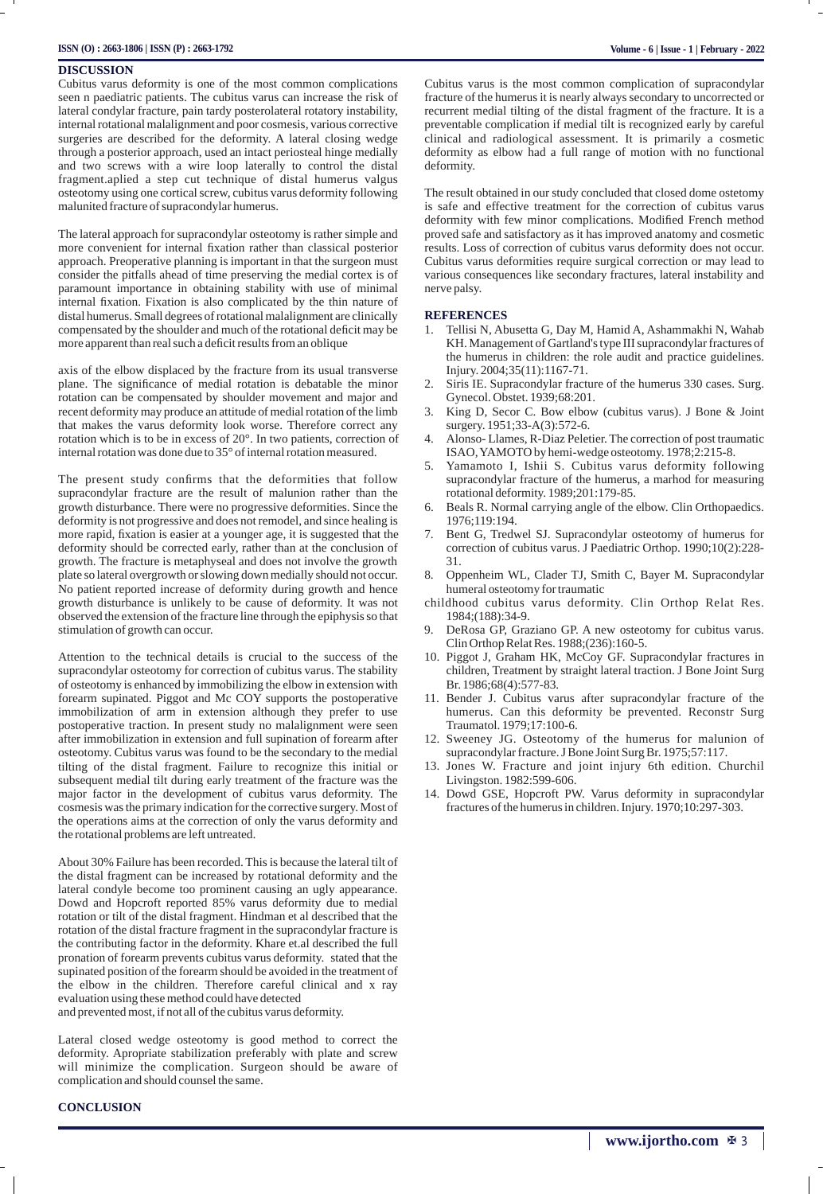## DISCUSSION

Cubitus varus deformity is one of the most common complications seen n paediatric patients. The cubitus varus can increase the risk of lateral condylar fracture, pain tardy posterolateral rotatory instability, internal rotational malalignment and poor cosmesis, various corrective surgeries are described for the deformity. A lateral closing wedge through a posterior approach, used an intact periosteal hinge medially and two screws with a wire loop laterally to control the distal fragment.aplied a step cut technique of distal humerus valgus osteotomy using one cortical screw, cubitus varus deformity following malunited fracture of supracondylar humerus.

The lateral approach for supracondylar osteotomy is rather simple and more convenient for internal fixation rather than classical posterior approach. Preoperative planning is important in that the surgeon must consider the pitfalls ahead of time preserving the medial cortex is of paramount importance in obtaining stability with use of minimal internal fixation. Fixation is also complicated by the thin nature of distal humerus. Small degrees of rotational malalignment are clinically compensated by the shoulder and much of the rotational deficit may be more apparent than real such a deficit results from an oblique

axis of the elbow displaced by the fracture from its usual transverse plane. The significance of medial rotation is debatable the minor rotation can be compensated by shoulder movement and major and recent deformity may produce an attitude of medial rotation of the limb that makes the varus deformity look worse. Therefore correct any rotation which is to be in excess of 20°. In two patients, correction of internal rotation was done due to 35° of internal rotation measured.

The present study confirms that the deformities that follow supracondylar fracture are the result of malunion rather than the growth disturbance. There were no progressive deformities. Since the deformity is not progressive and does not remodel, and since healing is more rapid, fixation is easier at a younger age, it is suggested that the deformity should be corrected early, rather than at the conclusion of growth. The fracture is metaphyseal and does not involve the growth plate so lateral overgrowth or slowing down medially should not occur. No patient reported increase of deformity during growth and hence growth disturbance is unlikely to be cause of deformity. It was not observed the extension of the fracture line through the epiphysis so that stimulation of growth can occur.

Attention to the technical details is crucial to the success of the supracondylar osteotomy for correction of cubitus varus. The stability of osteotomy is enhanced by immobilizing the elbow in extension with forearm supinated. Piggot and Mc COY supports the postoperative immobilization of arm in extension although they prefer to use postoperative traction. In present study no malalignment were seen after immobilization in extension and full supination of forearm after osteotomy. Cubitus varus was found to be the secondary to the medial tilting of the distal fragment. Failure to recognize this initial or subsequent medial tilt during early treatment of the fracture was the major factor in the development of cubitus varus deformity. The cosmesis was the primary indication for the corrective surgery. Most of the operations aims at the correction of only the varus deformity and the rotational problems are left untreated.

About 30% Failure has been recorded. This is because the lateral tilt of the distal fragment can be increased by rotational deformity and the lateral condyle become too prominent causing an ugly appearance. Dowd and Hopcroft reported 85% varus deformity due to medial rotation or tilt of the distal fragment. Hindman et al described that the rotation of the distal fracture fragment in the supracondylar fracture is the contributing factor in the deformity. Khare et.al described the full pronation of forearm prevents cubitus varus deformity. stated that the supinated position of the forearm should be avoided in the treatment of the elbow in the children. Therefore careful clinical and x ray evaluation using these method could have detected and prevented most, if not all of the cubitus varus deformity.

Lateral closed wedge osteotomy is good method to correct the deformity. Apropriate stabilization preferably with plate and screw will minimize the complication. Surgeon should be aware of complication and should counsel the same.

## CONCLUSION

Cubitus varus is the most common complication of supracondylar fracture of the humerus it is nearly always secondary to uncorrected or recurrent medial tilting of the distal fragment of the fracture. It is a preventable complication if medial tilt is recognized early by careful clinical and radiological assessment. It is primarily a cosmetic deformity as elbow had a full range of motion with no functional deformity.

The result obtained in our study concluded that closed dome ostetomy is safe and effective treatment for the correction of cubitus varus deformity with few minor complications. Modified French method proved safe and satisfactory as it has improved anatomy and cosmetic results. Loss of correction of cubitus varus deformity does not occur. Cubitus varus deformities require surgical correction or may lead to various consequences like secondary fractures, lateral instability and nerve palsy.

## REFERENCES

1. Tellisi N, Abusetta G, Day M, Hamid A, Ashammakhi N, Wahab KH. Management of Gartland's type III supracondylar fractures of the humerus in children: the role audit and practice guidelines. Injury. 2004;35(11):1167-71.
2. Siris IE. Supracondylar fracture of the humerus 330 cases. Surg. Gynecol. Obstet. 1939;68:201.
3. King D, Secor C. Bow elbow (cubitus varus). J Bone & Joint surgery. 1951;33-A(3):572-6.
4. Alonso- Llames, R-Diaz Peletier. The correction of post traumatic ISAO, YAMOTO by hemi-wedge osteotomy. 1978;2:215-8.
5. Yamamoto I, Ishii S. Cubitus varus deformity following supracondylar fracture of the humerus, a marhod for measuring rotational deformity. 1989;201:179-85.
6. Beals R. Normal carrying angle of the elbow. Clin Orthopaedics. 1976;119:194.
7. Bent G, Tredwel SJ. Supracondylar osteotomy of humerus for correction of cubitus varus. J Paediatric Orthop. 1990;10(2):228-31.
8. Oppenheim WL, Clader TJ, Smith C, Bayer M. Supracondylar humeral osteotomy for traumatic childhood cubitus varus deformity. Clin Orthop Relat Res. 1984;(188):34-9.
9. DeRosa GP, Graziano GP. A new osteotomy for cubitus varus. Clin Orthop Relat Res. 1988;(236):160-5.
10. Piggot J, Graham HK, McCoy GF. Supracondylar fractures in children, Treatment by straight lateral traction. J Bone Joint Surg Br. 1986;68(4):577-83.
11. Bender J. Cubitus varus after supracondylar fracture of the humerus. Can this deformity be prevented. Reconstr Surg Traumatol. 1979;17:100-6.
12. Sweeney JG. Osteotomy of the humerus for malunion of supracondylar fracture. J Bone Joint Surg Br. 1975;57:117.
13. Jones W. Fracture and joint injury 6th edition. Churchil Livingston. 1982:599-606.
14. Dowd GSE, Hopcroft PW. Varus deformity in supracondylar fractures of the humerus in children. Injury. 1970;10:297-303.